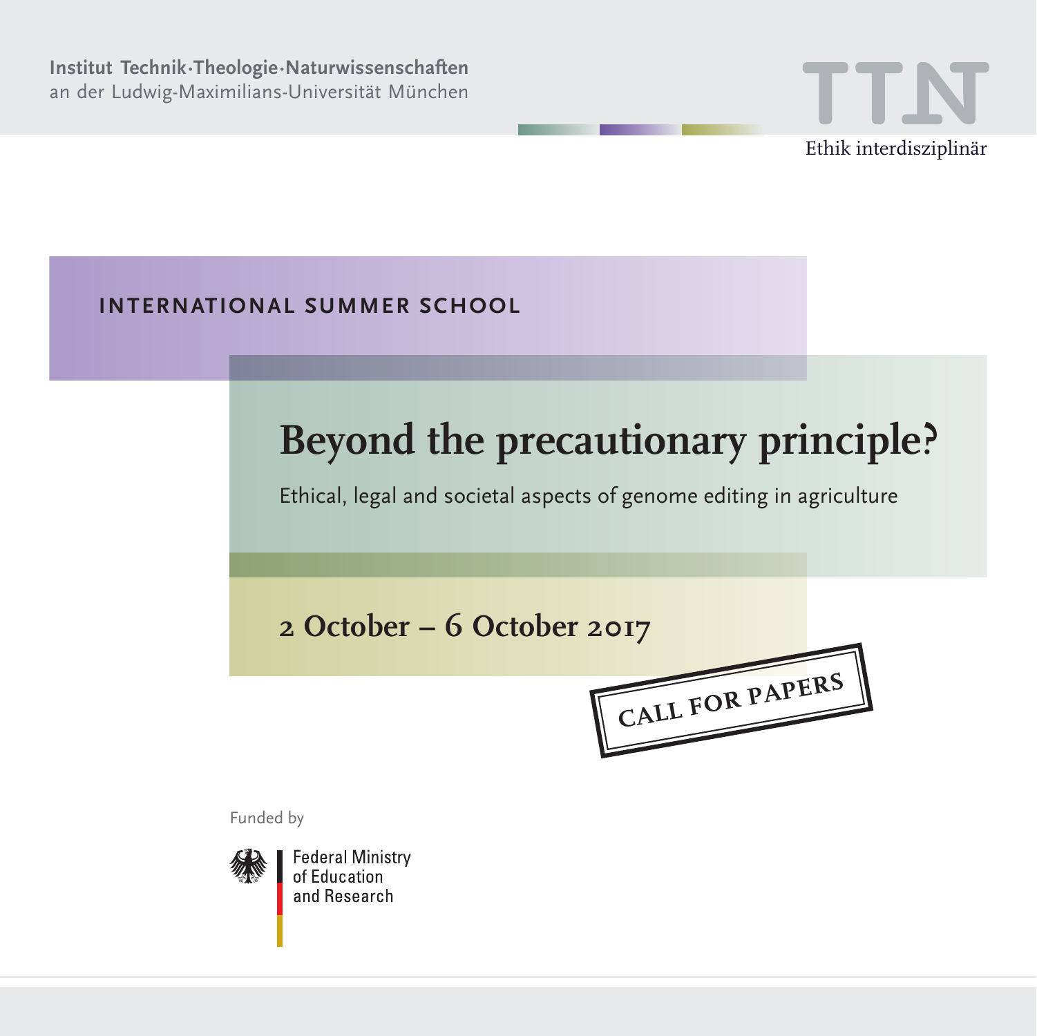Institut Technik·Theologie·Naturwissenschaften
an der Ludwig-Maximilians-Universität München

TTN
Ethik interdisziplinär

INTERNATIONAL SUMMER SCHOOL

# Beyond the precautionary principle?

Ethical, legal and societal aspects of genome editing in agriculture

## 2 October – 6 October 2017

CALL FOR PAPERS

Funded by

Federal Ministry
of Education
and Research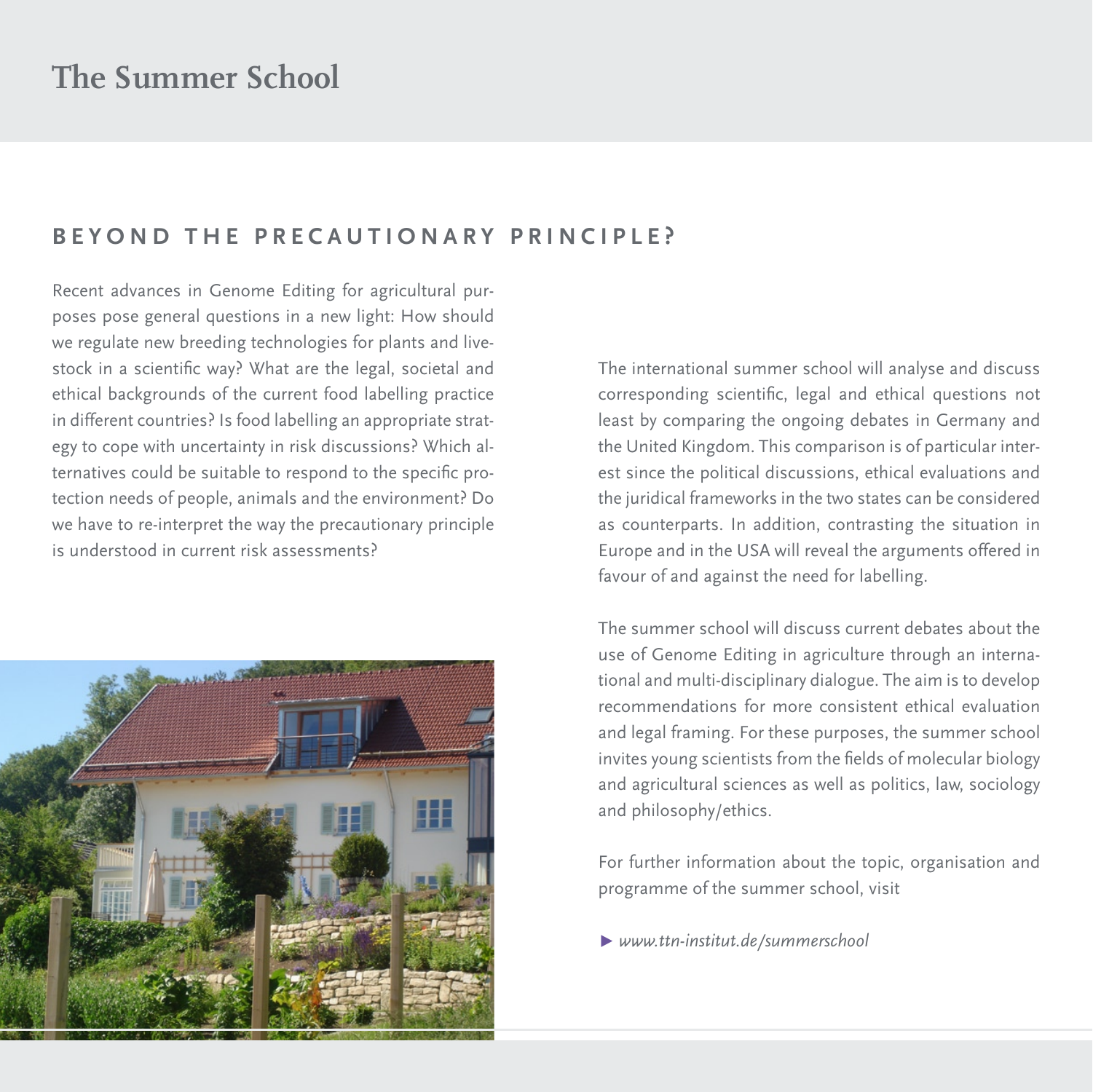# The Summer School

## BEYOND THE PRECAUTIONARY PRINCIPLE?

Recent advances in Genome Editing for agricultural purposes pose general questions in a new light: How should we regulate new breeding technologies for plants and livestock in a scientific way? What are the legal, societal and ethical backgrounds of the current food labelling practice in different countries? Is food labelling an appropriate strategy to cope with uncertainty in risk discussions? Which alternatives could be suitable to respond to the specific protection needs of people, animals and the environment? Do we have to re-interpret the way the precautionary principle is understood in current risk assessments?

The international summer school will analyse and discuss corresponding scientific, legal and ethical questions not least by comparing the ongoing debates in Germany and the United Kingdom. This comparison is of particular interest since the political discussions, ethical evaluations and the juridical frameworks in the two states can be considered as counterparts. In addition, contrasting the situation in Europe and in the USA will reveal the arguments offered in favour of and against the need for labelling.

The summer school will discuss current debates about the use of Genome Editing in agriculture through an international and multi-disciplinary dialogue. The aim is to develop recommendations for more consistent ethical evaluation and legal framing. For these purposes, the summer school invites young scientists from the fields of molecular biology and agricultural sciences as well as politics, law, sociology and philosophy/ethics.

For further information about the topic, organisation and programme of the summer school, visit

▶ *www.ttn-institut.de/summerschool*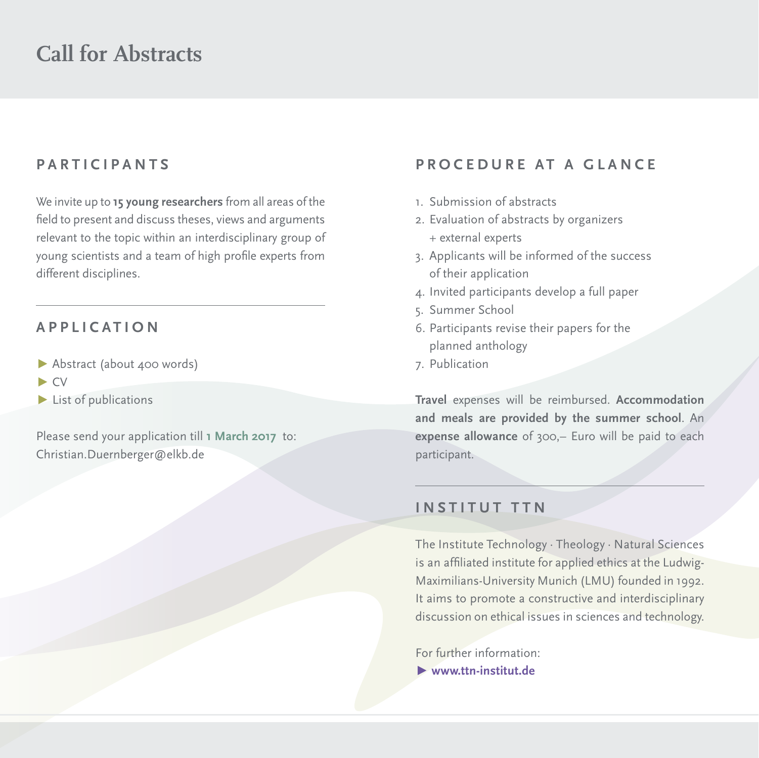# Call for Abstracts

## PARTICIPANTS

We invite up to **15 young researchers** from all areas of the field to present and discuss theses, views and arguments relevant to the topic within an interdisciplinary group of young scientists and a team of high profile experts from different disciplines.

## APPLICATION

- Abstract (about 400 words)
- CV
- List of publications

Please send your application till **1 March 2017** to: Christian.Duernberger@elkb.de

## PROCEDURE AT A GLANCE

1. Submission of abstracts
2. Evaluation of abstracts by organizers + external experts
3. Applicants will be informed of the success of their application
4. Invited participants develop a full paper
5. Summer School
6. Participants revise their papers for the planned anthology
7. Publication

**Travel** expenses will be reimbursed. **Accommodation and meals are provided by the summer school**. An **expense allowance** of 300,– Euro will be paid to each participant.

## INSTITUT TTN

The Institute Technology · Theology · Natural Sciences is an affiliated institute for applied ethics at the Ludwig-Maximilians-University Munich (LMU) founded in 1992. It aims to promote a constructive and interdisciplinary discussion on ethical issues in sciences and technology.

For further information:

- **www.ttn-institut.de**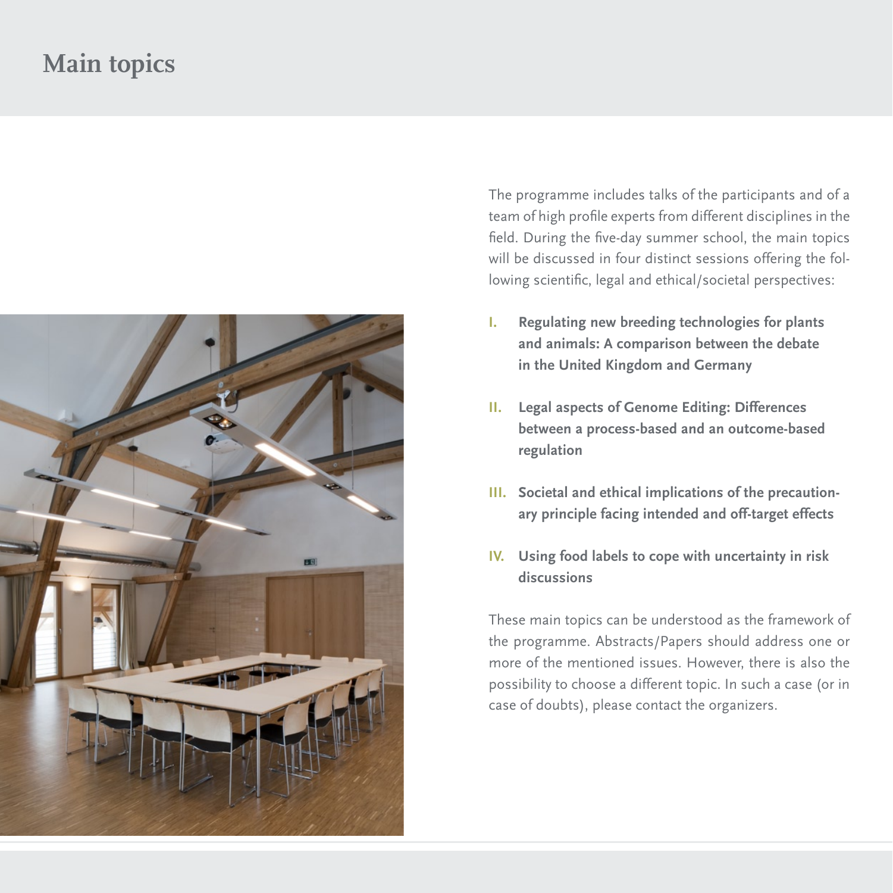# Main topics

The programme includes talks of the participants and of a team of high profile experts from different disciplines in the field. During the five-day summer school, the main topics will be discussed in four distinct sessions offering the following scientific, legal and ethical/societal perspectives:

I. **Regulating new breeding technologies for plants and animals: A comparison between the debate in the United Kingdom and Germany**

II. **Legal aspects of Genome Editing: Differences between a process-based and an outcome-based regulation**

III. **Societal and ethical implications of the precautionary principle facing intended and off-target effects**

IV. **Using food labels to cope with uncertainty in risk discussions**

These main topics can be understood as the framework of the programme. Abstracts/Papers should address one or more of the mentioned issues. However, there is also the possibility to choose a different topic. In such a case (or in case of doubts), please contact the organizers.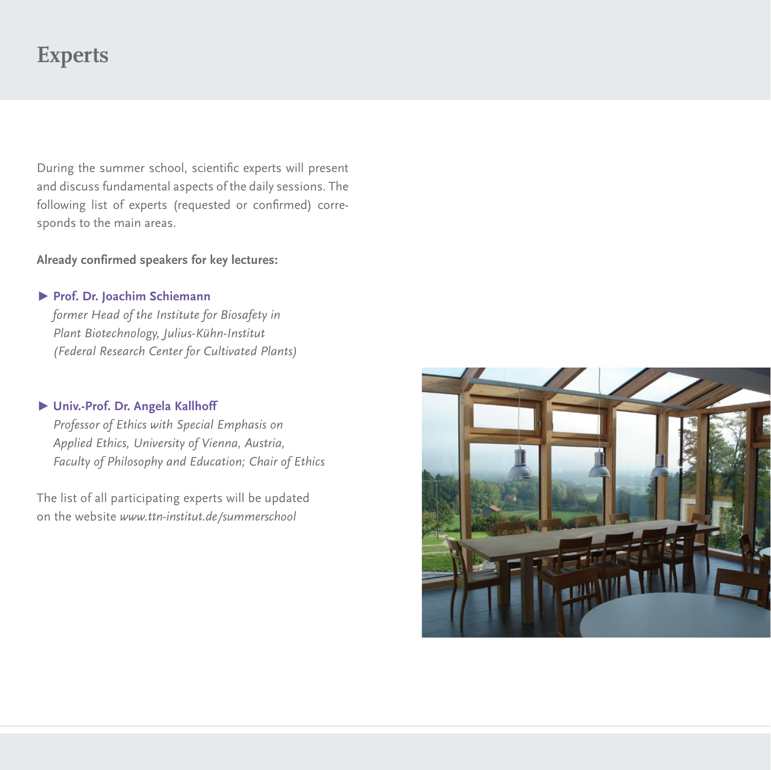# Experts

During the summer school, scientific experts will present and discuss fundamental aspects of the daily sessions. The following list of experts (requested or confirmed) corresponds to the main areas.

**Already confirmed speakers for key lectures:**

- **Prof. Dr. Joachim Schiemann**
  *former Head of the Institute for Biosafety in Plant Biotechnology, Julius-Kühn-Institut (Federal Research Center for Cultivated Plants)*

- **Univ.-Prof. Dr. Angela Kallhoff**
  *Professor of Ethics with Special Emphasis on Applied Ethics, University of Vienna, Austria, Faculty of Philosophy and Education; Chair of Ethics*

The list of all participating experts will be updated on the website *www.ttn-institut.de/summerschool*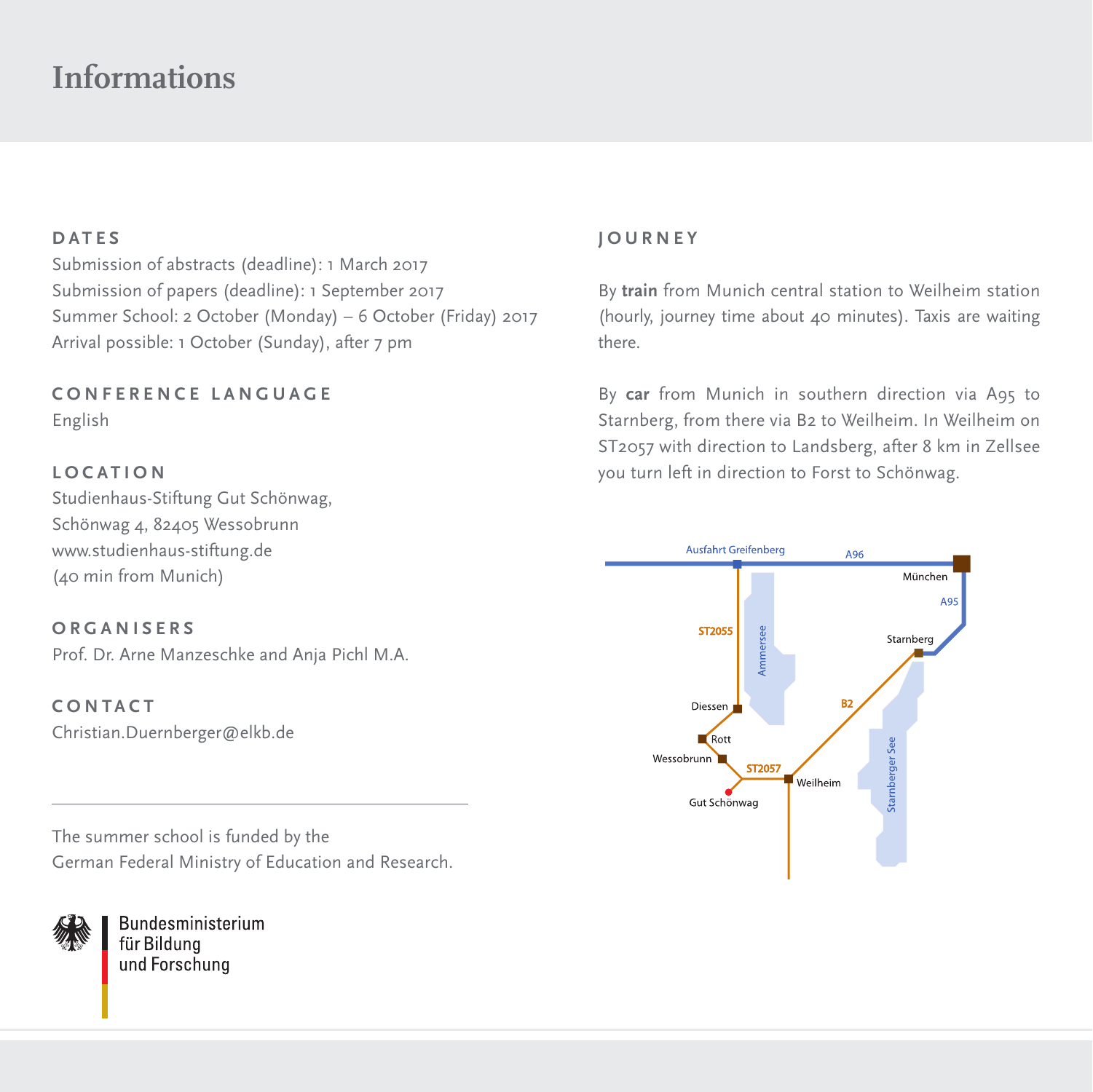# Informations

### DATES

Submission of abstracts (deadline): 1 March 2017
Submission of papers (deadline): 1 September 2017
Summer School: 2 October (Monday) – 6 October (Friday) 2017
Arrival possible: 1 October (Sunday), after 7 pm

### CONFERENCE LANGUAGE

English

### LOCATION

Studienhaus-Stiftung Gut Schönwag,
Schönwag 4, 82405 Wessobrunn
www.studienhaus-stiftung.de
(40 min from Munich)

### ORGANISERS

Prof. Dr. Arne Manzeschke and Anja Pichl M.A.

### CONTACT

Christian.Duernberger@elkb.de

---

The summer school is funded by the
German Federal Ministry of Education and Research.

Bundesministerium
für Bildung
und Forschung

### JOURNEY

By **train** from Munich central station to Weilheim station (hourly, journey time about 40 minutes). Taxis are waiting there.

By **car** from Munich in southern direction via A95 to Starnberg, from there via B2 to Weilheim. In Weilheim on ST2057 with direction to Landsberg, after 8 km in Zellsee you turn left in direction to Forst to Schönwag.

Ausfahrt Greifenberg
A96
München
A95
ST2055
Ammersee
Starnberg
Diessen
B2
Rott
Wessobrunn
ST2057
Weilheim
Gut Schönwag
Starnberger See